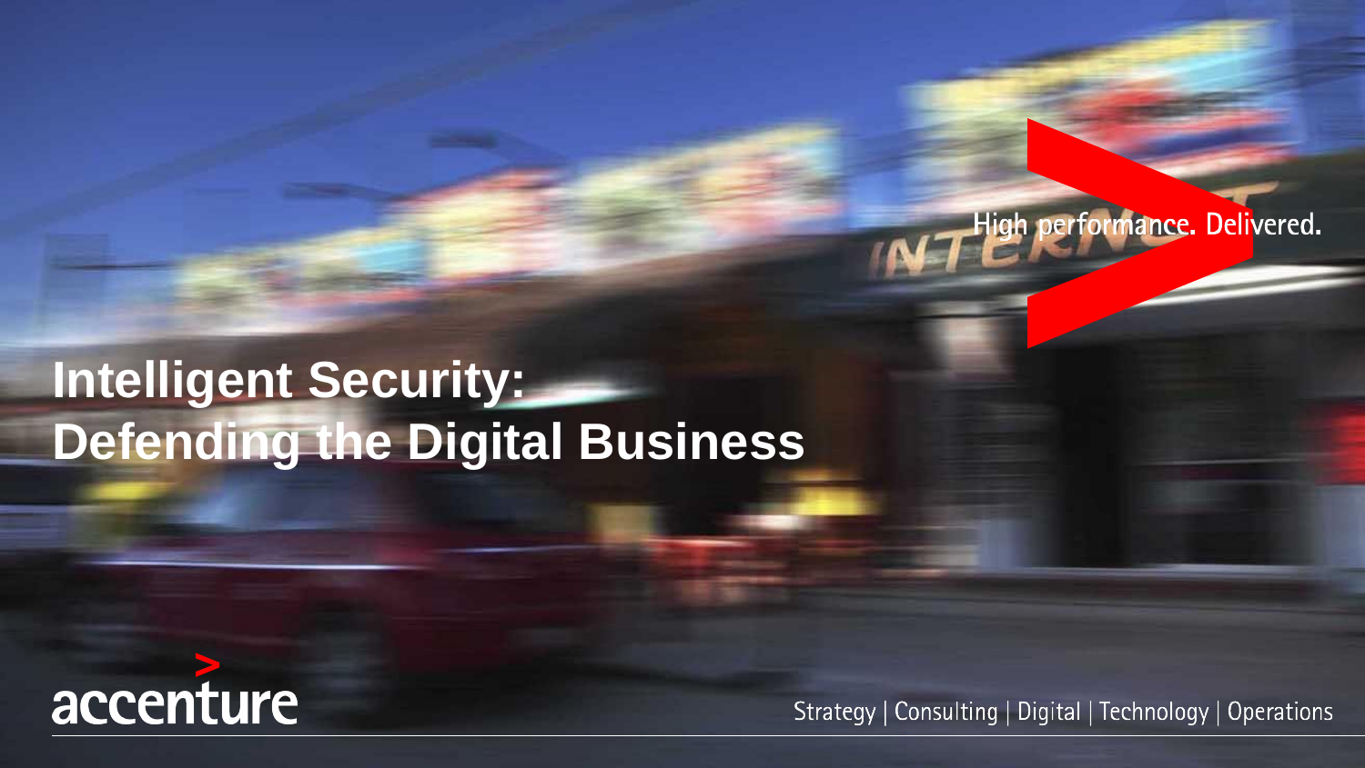# Intelligent Security: Defending the Digital Business

High performance. Delivered.

accenture

Strategy | Consulting | Digital | Technology | Operations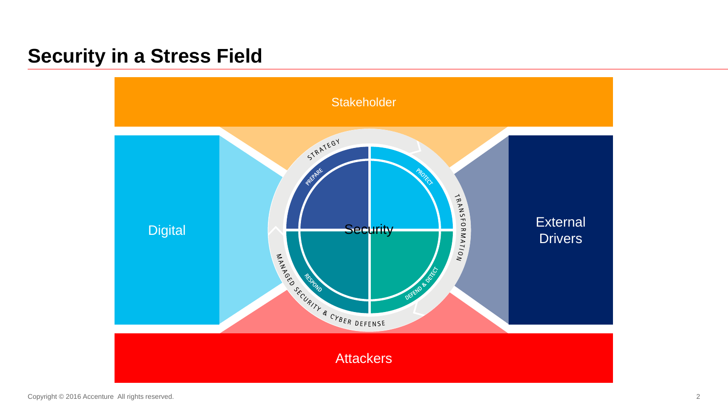# Security in a Stress Field

Stakeholder

Digital

STRATEGY

PREPARE

PROTECT

Security

TRANSFORMATION

RESPOND

DEFEND & DETECT

MANAGED SECURITY & CYBER DEFENSE

External Drivers

Attackers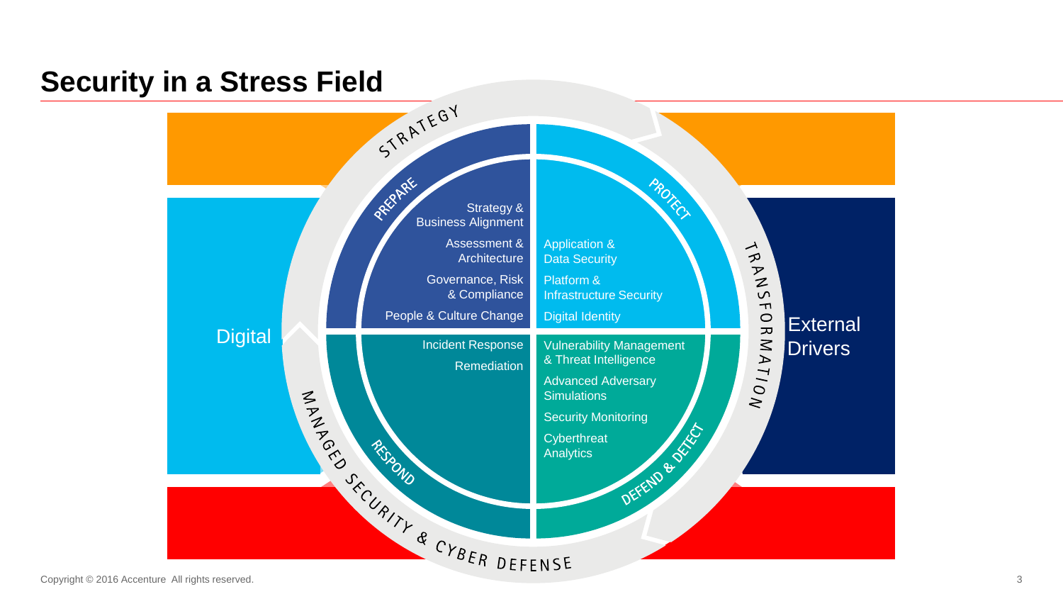# Security in a Stress Field

Digital

External Drivers

STRATEGY

TRANSFORMATION

MANAGED SECURITY & CYBER DEFENSE

## PREPARE

- Strategy & Business Alignment
- Assessment & Architecture
- Governance, Risk & Compliance
- People & Culture Change

## PROTECT

- Application & Data Security
- Platform & Infrastructure Security
- Digital Identity

## RESPOND

- Incident Response
- Remediation

## DEFEND & DETECT

- Vulnerability Management & Threat Intelligence
- Advanced Adversary Simulations
- Security Monitoring
- Cyberthreat Analytics

Copyright © 2016 Accenture All rights reserved.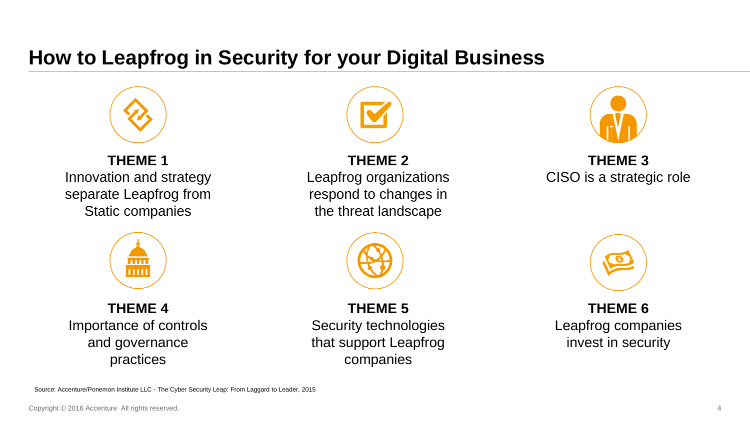# How to Leapfrog in Security for your Digital Business

**THEME 1**
Innovation and strategy separate Leapfrog from Static companies

**THEME 2**
Leapfrog organizations respond to changes in the threat landscape

**THEME 3**
CISO is a strategic role

**THEME 4**
Importance of controls and governance practices

**THEME 5**
Security technologies that support Leapfrog companies

**THEME 6**
Leapfrog companies invest in security

Source: Accenture/Ponemon Institute LLC - The Cyber Security Leap: From Laggard to Leader, 2015

Copyright © 2016 Accenture All rights reserved.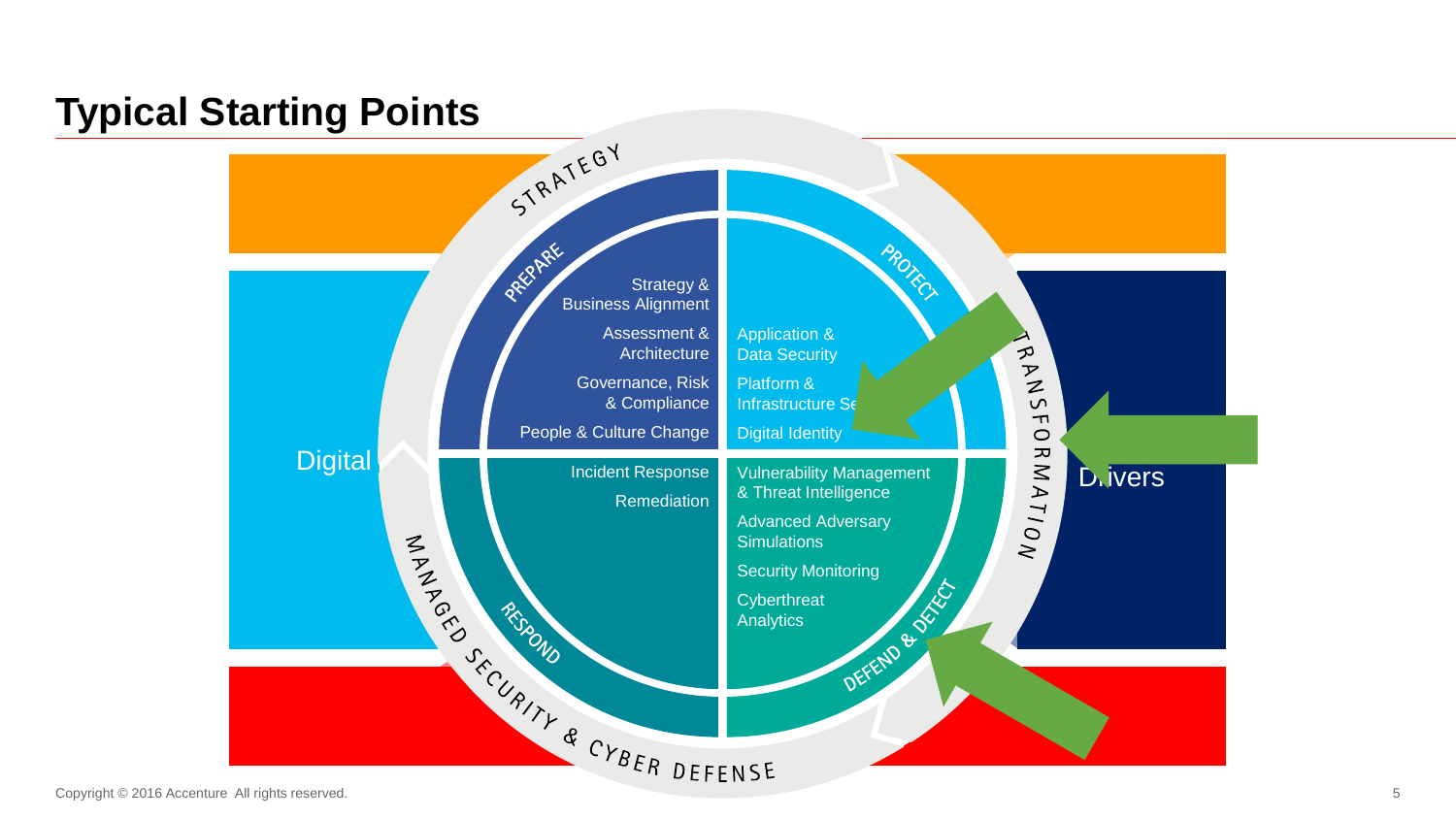# Typical Starting Points

STRATEGY

PREPARE

Strategy & Business Alignment

Assessment & Architecture

Governance, Risk & Compliance

People & Culture Change

PROTECT

Application & Data Security

Platform & Infrastructure Se

Digital Identity

RESPOND

Incident Response

Remediation

DEFEND & DETECT

Vulnerability Management & Threat Intelligence

Advanced Adversary Simulations

Security Monitoring

Cyberthreat Analytics

TRANSFORMATION

MANAGED SECURITY & CYBER DEFENSE

Digital

D ivers

Copyright © 2016 Accenture All rights reserved.